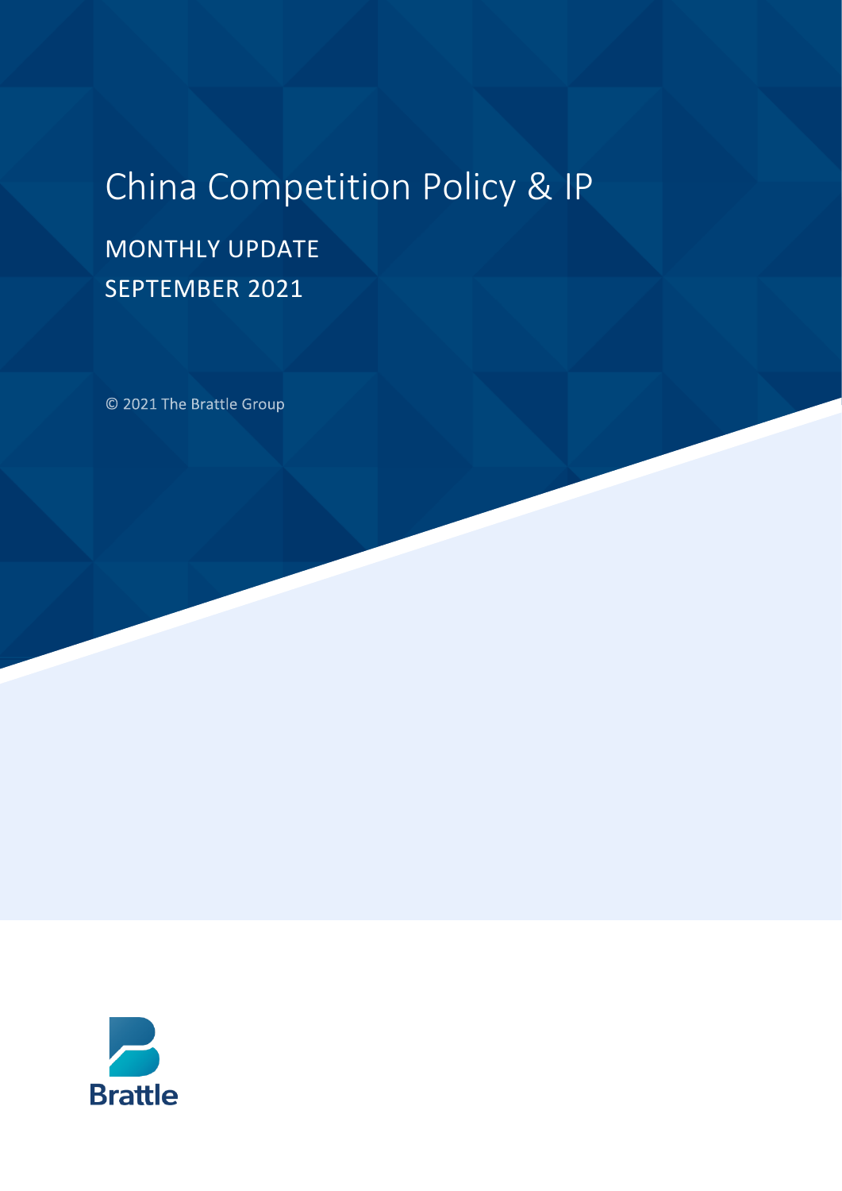# China Competition Policy & IP

MONTHLY UPDATE

SEPTEMBER 2021

© 2021 The Brattle Group

Brattle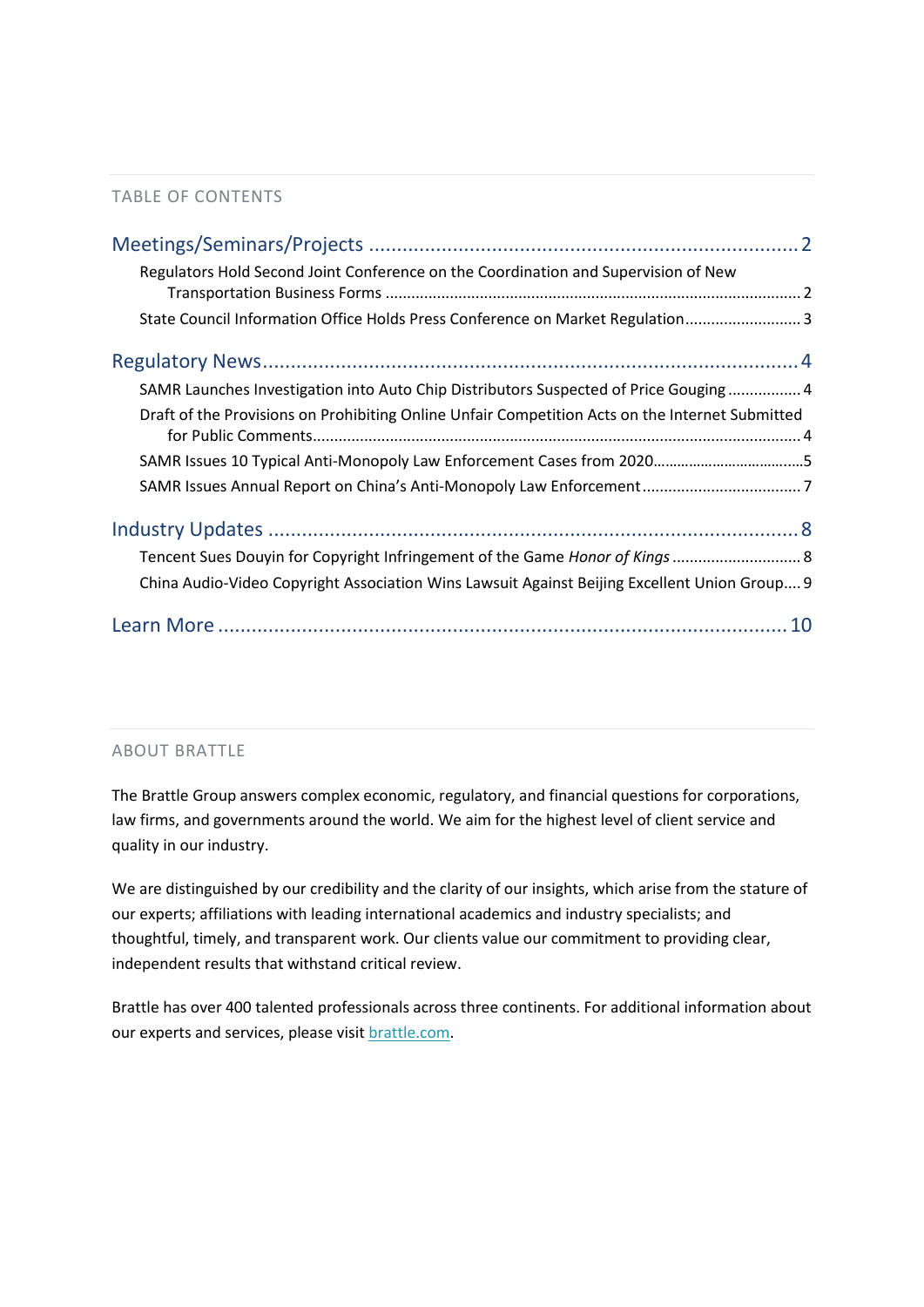## TABLE OF CONTENTS

**Meetings/Seminars/Projects** ........ 2

- Regulators Hold Second Joint Conference on the Coordination and Supervision of New Transportation Business Forms ........ 2
- State Council Information Office Holds Press Conference on Market Regulation ........ 3

**Regulatory News** ........ 4

- SAMR Launches Investigation into Auto Chip Distributors Suspected of Price Gouging ........ 4
- Draft of the Provisions on Prohibiting Online Unfair Competition Acts on the Internet Submitted for Public Comments ........ 4
- SAMR Issues 10 Typical Anti-Monopoly Law Enforcement Cases from 2020 ........ 5
- SAMR Issues Annual Report on China's Anti-Monopoly Law Enforcement ........ 7

**Industry Updates** ........ 8

- Tencent Sues Douyin for Copyright Infringement of the Game *Honor of Kings* ........ 8
- China Audio-Video Copyright Association Wins Lawsuit Against Beijing Excellent Union Group ........ 9

**Learn More** ........ 10

## ABOUT BRATTLE

The Brattle Group answers complex economic, regulatory, and financial questions for corporations, law firms, and governments around the world. We aim for the highest level of client service and quality in our industry.

We are distinguished by our credibility and the clarity of our insights, which arise from the stature of our experts; affiliations with leading international academics and industry specialists; and thoughtful, timely, and transparent work. Our clients value our commitment to providing clear, independent results that withstand critical review.

Brattle has over 400 talented professionals across three continents. For additional information about our experts and services, please visit brattle.com.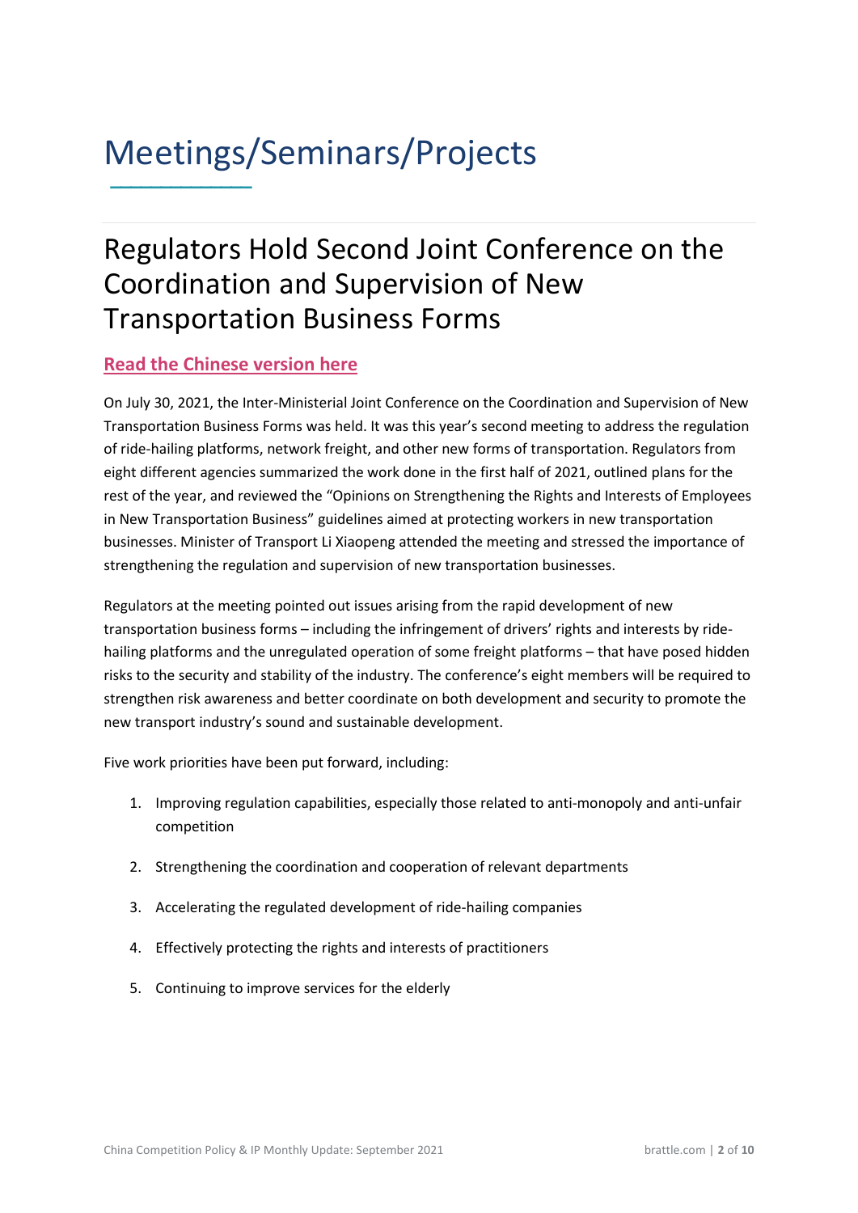# Meetings/Seminars/Projects

## Regulators Hold Second Joint Conference on the Coordination and Supervision of New Transportation Business Forms

**Read the Chinese version here**

On July 30, 2021, the Inter-Ministerial Joint Conference on the Coordination and Supervision of New Transportation Business Forms was held. It was this year's second meeting to address the regulation of ride-hailing platforms, network freight, and other new forms of transportation. Regulators from eight different agencies summarized the work done in the first half of 2021, outlined plans for the rest of the year, and reviewed the "Opinions on Strengthening the Rights and Interests of Employees in New Transportation Business" guidelines aimed at protecting workers in new transportation businesses. Minister of Transport Li Xiaopeng attended the meeting and stressed the importance of strengthening the regulation and supervision of new transportation businesses.

Regulators at the meeting pointed out issues arising from the rapid development of new transportation business forms – including the infringement of drivers' rights and interests by ride-hailing platforms and the unregulated operation of some freight platforms – that have posed hidden risks to the security and stability of the industry. The conference's eight members will be required to strengthen risk awareness and better coordinate on both development and security to promote the new transport industry's sound and sustainable development.

Five work priorities have been put forward, including:

1. Improving regulation capabilities, especially those related to anti-monopoly and anti-unfair competition
2. Strengthening the coordination and cooperation of relevant departments
3. Accelerating the regulated development of ride-hailing companies
4. Effectively protecting the rights and interests of practitioners
5. Continuing to improve services for the elderly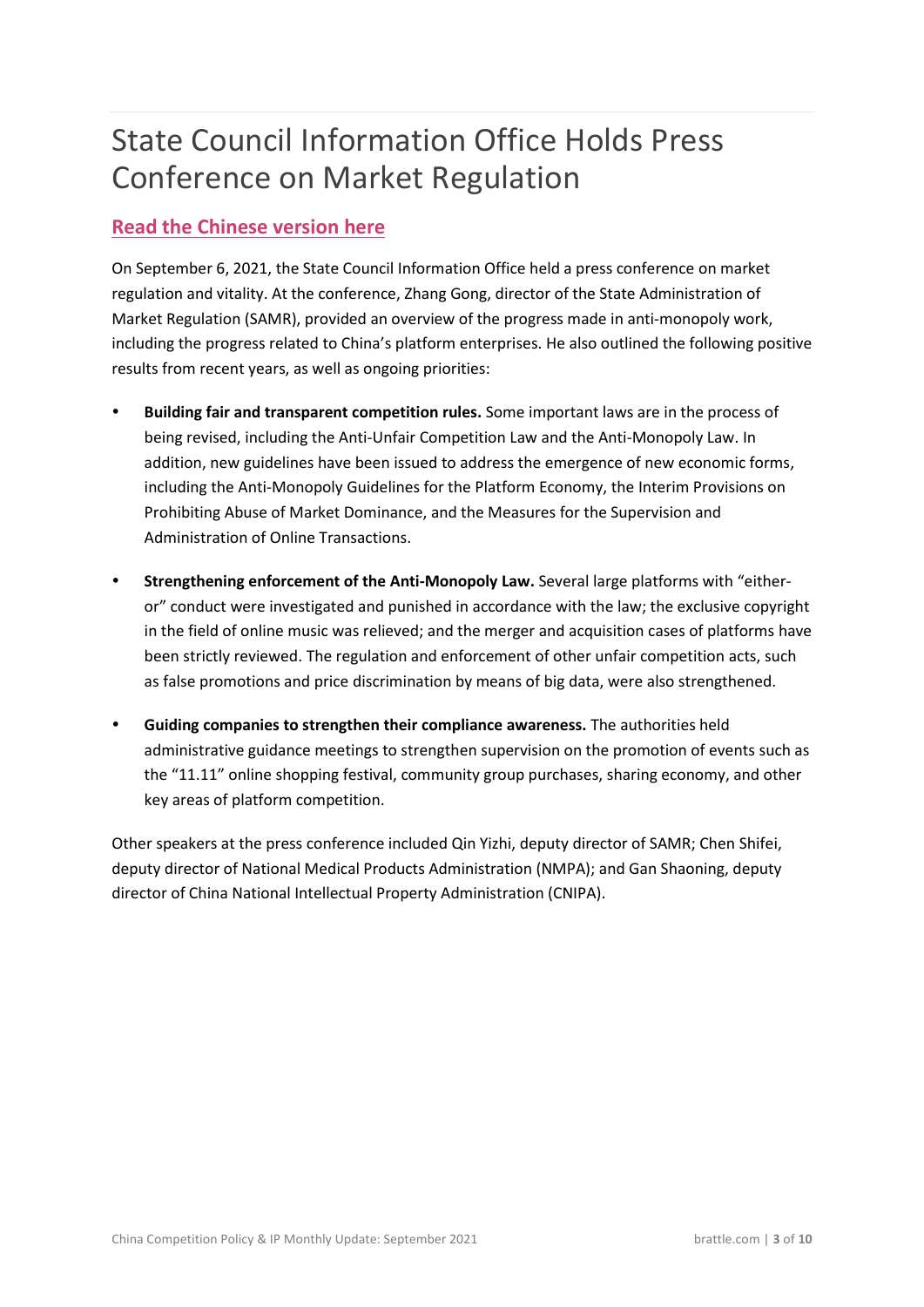# State Council Information Office Holds Press Conference on Market Regulation

**Read the Chinese version here**

On September 6, 2021, the State Council Information Office held a press conference on market regulation and vitality. At the conference, Zhang Gong, director of the State Administration of Market Regulation (SAMR), provided an overview of the progress made in anti-monopoly work, including the progress related to China's platform enterprises. He also outlined the following positive results from recent years, as well as ongoing priorities:

- **Building fair and transparent competition rules.** Some important laws are in the process of being revised, including the Anti-Unfair Competition Law and the Anti-Monopoly Law. In addition, new guidelines have been issued to address the emergence of new economic forms, including the Anti-Monopoly Guidelines for the Platform Economy, the Interim Provisions on Prohibiting Abuse of Market Dominance, and the Measures for the Supervision and Administration of Online Transactions.
- **Strengthening enforcement of the Anti-Monopoly Law.** Several large platforms with "either-or" conduct were investigated and punished in accordance with the law; the exclusive copyright in the field of online music was relieved; and the merger and acquisition cases of platforms have been strictly reviewed. The regulation and enforcement of other unfair competition acts, such as false promotions and price discrimination by means of big data, were also strengthened.
- **Guiding companies to strengthen their compliance awareness.** The authorities held administrative guidance meetings to strengthen supervision on the promotion of events such as the "11.11" online shopping festival, community group purchases, sharing economy, and other key areas of platform competition.

Other speakers at the press conference included Qin Yizhi, deputy director of SAMR; Chen Shifei, deputy director of National Medical Products Administration (NMPA); and Gan Shaoning, deputy director of China National Intellectual Property Administration (CNIPA).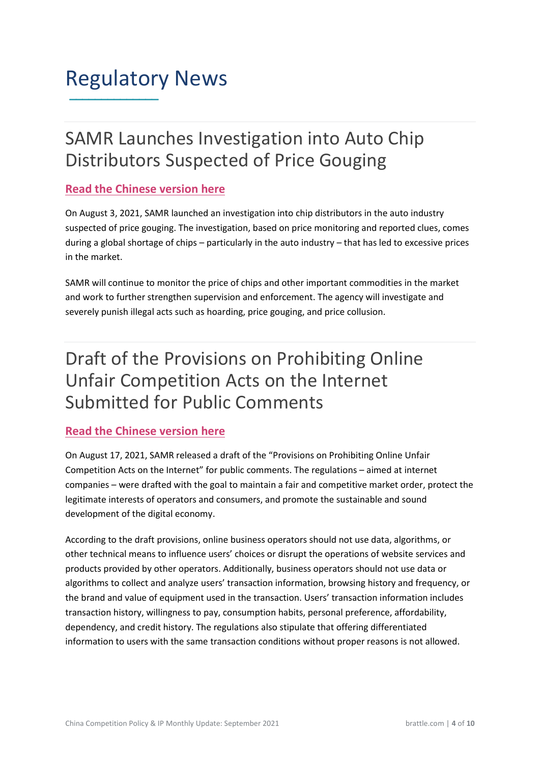# Regulatory News

## SAMR Launches Investigation into Auto Chip Distributors Suspected of Price Gouging

**Read the Chinese version here**

On August 3, 2021, SAMR launched an investigation into chip distributors in the auto industry suspected of price gouging. The investigation, based on price monitoring and reported clues, comes during a global shortage of chips – particularly in the auto industry – that has led to excessive prices in the market.

SAMR will continue to monitor the price of chips and other important commodities in the market and work to further strengthen supervision and enforcement. The agency will investigate and severely punish illegal acts such as hoarding, price gouging, and price collusion.

## Draft of the Provisions on Prohibiting Online Unfair Competition Acts on the Internet Submitted for Public Comments

**Read the Chinese version here**

On August 17, 2021, SAMR released a draft of the "Provisions on Prohibiting Online Unfair Competition Acts on the Internet" for public comments. The regulations – aimed at internet companies – were drafted with the goal to maintain a fair and competitive market order, protect the legitimate interests of operators and consumers, and promote the sustainable and sound development of the digital economy.

According to the draft provisions, online business operators should not use data, algorithms, or other technical means to influence users' choices or disrupt the operations of website services and products provided by other operators. Additionally, business operators should not use data or algorithms to collect and analyze users' transaction information, browsing history and frequency, or the brand and value of equipment used in the transaction. Users' transaction information includes transaction history, willingness to pay, consumption habits, personal preference, affordability, dependency, and credit history. The regulations also stipulate that offering differentiated information to users with the same transaction conditions without proper reasons is not allowed.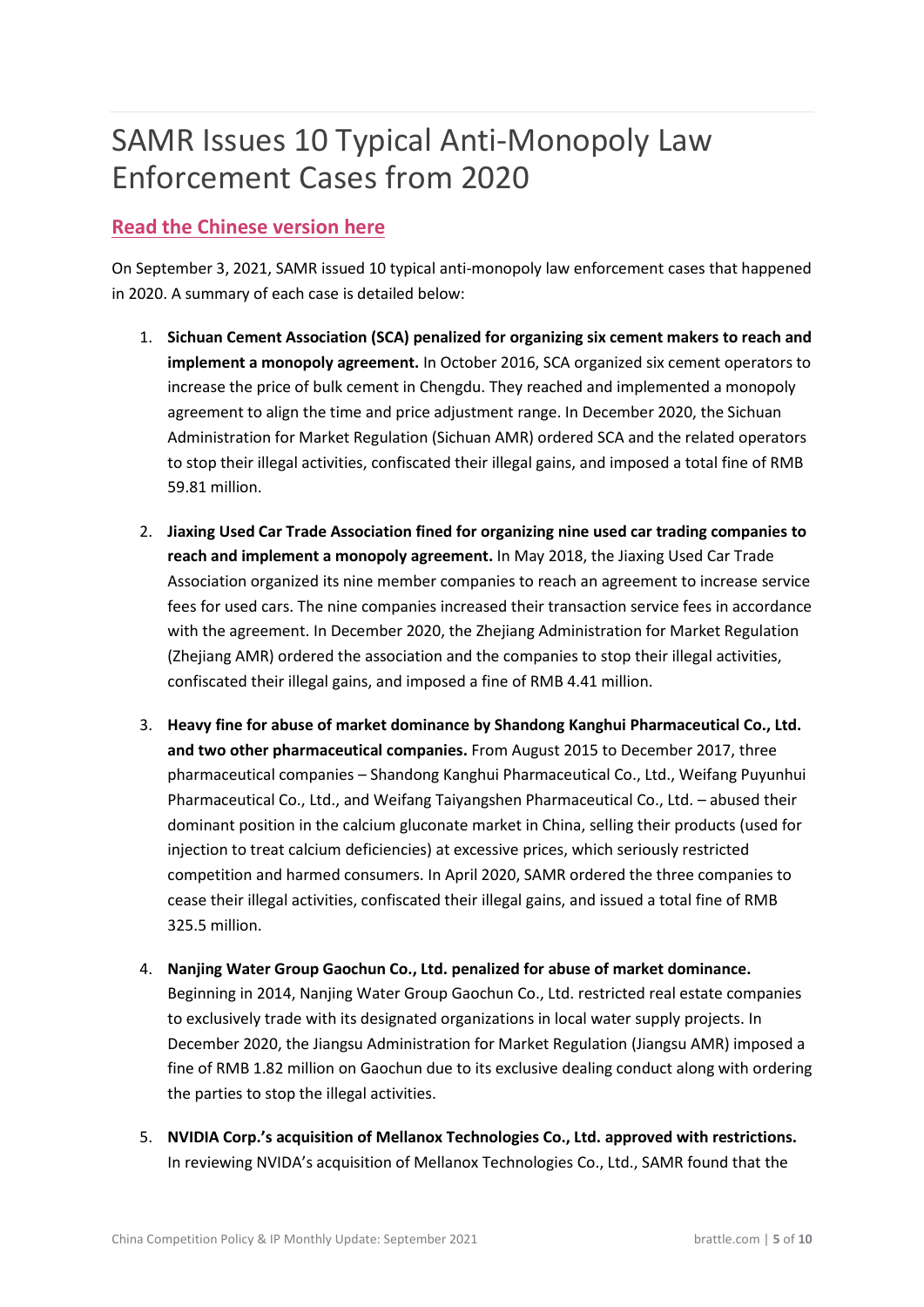# SAMR Issues 10 Typical Anti-Monopoly Law Enforcement Cases from 2020

## Read the Chinese version here

On September 3, 2021, SAMR issued 10 typical anti-monopoly law enforcement cases that happened in 2020. A summary of each case is detailed below:

1. **Sichuan Cement Association (SCA) penalized for organizing six cement makers to reach and implement a monopoly agreement.** In October 2016, SCA organized six cement operators to increase the price of bulk cement in Chengdu. They reached and implemented a monopoly agreement to align the time and price adjustment range. In December 2020, the Sichuan Administration for Market Regulation (Sichuan AMR) ordered SCA and the related operators to stop their illegal activities, confiscated their illegal gains, and imposed a total fine of RMB 59.81 million.

2. **Jiaxing Used Car Trade Association fined for organizing nine used car trading companies to reach and implement a monopoly agreement.** In May 2018, the Jiaxing Used Car Trade Association organized its nine member companies to reach an agreement to increase service fees for used cars. The nine companies increased their transaction service fees in accordance with the agreement. In December 2020, the Zhejiang Administration for Market Regulation (Zhejiang AMR) ordered the association and the companies to stop their illegal activities, confiscated their illegal gains, and imposed a fine of RMB 4.41 million.

3. **Heavy fine for abuse of market dominance by Shandong Kanghui Pharmaceutical Co., Ltd. and two other pharmaceutical companies.** From August 2015 to December 2017, three pharmaceutical companies – Shandong Kanghui Pharmaceutical Co., Ltd., Weifang Puyunhui Pharmaceutical Co., Ltd., and Weifang Taiyangshen Pharmaceutical Co., Ltd. – abused their dominant position in the calcium gluconate market in China, selling their products (used for injection to treat calcium deficiencies) at excessive prices, which seriously restricted competition and harmed consumers. In April 2020, SAMR ordered the three companies to cease their illegal activities, confiscated their illegal gains, and issued a total fine of RMB 325.5 million.

4. **Nanjing Water Group Gaochun Co., Ltd. penalized for abuse of market dominance.** Beginning in 2014, Nanjing Water Group Gaochun Co., Ltd. restricted real estate companies to exclusively trade with its designated organizations in local water supply projects. In December 2020, the Jiangsu Administration for Market Regulation (Jiangsu AMR) imposed a fine of RMB 1.82 million on Gaochun due to its exclusive dealing conduct along with ordering the parties to stop the illegal activities.

5. **NVIDIA Corp.'s acquisition of Mellanox Technologies Co., Ltd. approved with restrictions.** In reviewing NVIDA's acquisition of Mellanox Technologies Co., Ltd., SAMR found that the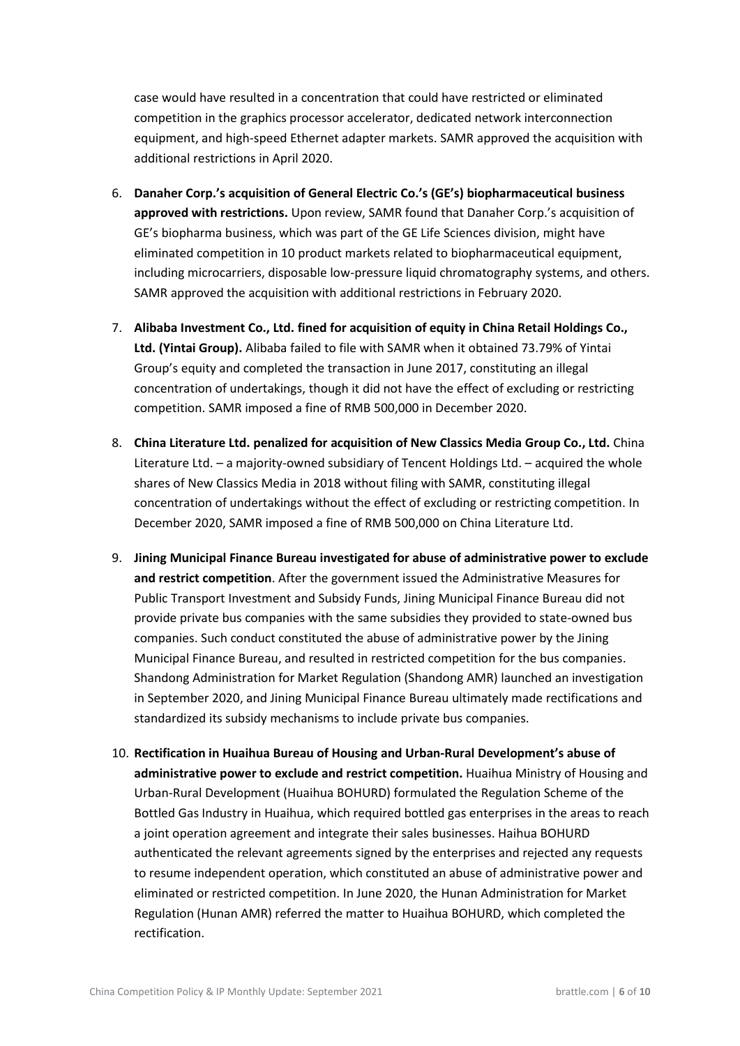case would have resulted in a concentration that could have restricted or eliminated competition in the graphics processor accelerator, dedicated network interconnection equipment, and high-speed Ethernet adapter markets. SAMR approved the acquisition with additional restrictions in April 2020.

6. **Danaher Corp.'s acquisition of General Electric Co.'s (GE's) biopharmaceutical business approved with restrictions.** Upon review, SAMR found that Danaher Corp.'s acquisition of GE's biopharma business, which was part of the GE Life Sciences division, might have eliminated competition in 10 product markets related to biopharmaceutical equipment, including microcarriers, disposable low-pressure liquid chromatography systems, and others. SAMR approved the acquisition with additional restrictions in February 2020.

7. **Alibaba Investment Co., Ltd. fined for acquisition of equity in China Retail Holdings Co., Ltd. (Yintai Group).** Alibaba failed to file with SAMR when it obtained 73.79% of Yintai Group's equity and completed the transaction in June 2017, constituting an illegal concentration of undertakings, though it did not have the effect of excluding or restricting competition. SAMR imposed a fine of RMB 500,000 in December 2020.

8. **China Literature Ltd. penalized for acquisition of New Classics Media Group Co., Ltd.** China Literature Ltd. – a majority-owned subsidiary of Tencent Holdings Ltd. – acquired the whole shares of New Classics Media in 2018 without filing with SAMR, constituting illegal concentration of undertakings without the effect of excluding or restricting competition. In December 2020, SAMR imposed a fine of RMB 500,000 on China Literature Ltd.

9. **Jining Municipal Finance Bureau investigated for abuse of administrative power to exclude and restrict competition**. After the government issued the Administrative Measures for Public Transport Investment and Subsidy Funds, Jining Municipal Finance Bureau did not provide private bus companies with the same subsidies they provided to state-owned bus companies. Such conduct constituted the abuse of administrative power by the Jining Municipal Finance Bureau, and resulted in restricted competition for the bus companies. Shandong Administration for Market Regulation (Shandong AMR) launched an investigation in September 2020, and Jining Municipal Finance Bureau ultimately made rectifications and standardized its subsidy mechanisms to include private bus companies.

10. **Rectification in Huaihua Bureau of Housing and Urban-Rural Development's abuse of administrative power to exclude and restrict competition.** Huaihua Ministry of Housing and Urban-Rural Development (Huaihua BOHURD) formulated the Regulation Scheme of the Bottled Gas Industry in Huaihua, which required bottled gas enterprises in the areas to reach a joint operation agreement and integrate their sales businesses. Haihua BOHURD authenticated the relevant agreements signed by the enterprises and rejected any requests to resume independent operation, which constituted an abuse of administrative power and eliminated or restricted competition. In June 2020, the Hunan Administration for Market Regulation (Hunan AMR) referred the matter to Huaihua BOHURD, which completed the rectification.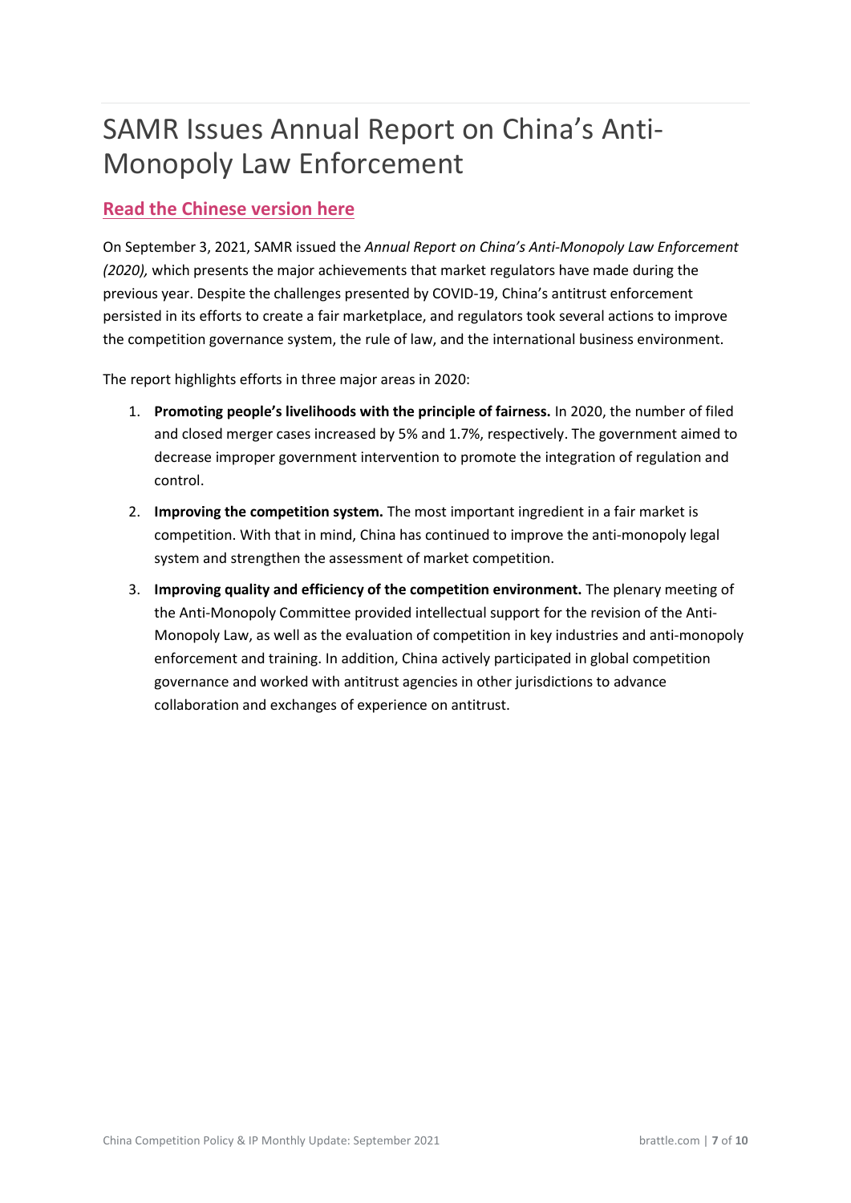# SAMR Issues Annual Report on China's Anti-Monopoly Law Enforcement

**Read the Chinese version here**

On September 3, 2021, SAMR issued the *Annual Report on China's Anti-Monopoly Law Enforcement (2020),* which presents the major achievements that market regulators have made during the previous year. Despite the challenges presented by COVID-19, China's antitrust enforcement persisted in its efforts to create a fair marketplace, and regulators took several actions to improve the competition governance system, the rule of law, and the international business environment.

The report highlights efforts in three major areas in 2020:

1. **Promoting people's livelihoods with the principle of fairness.** In 2020, the number of filed and closed merger cases increased by 5% and 1.7%, respectively. The government aimed to decrease improper government intervention to promote the integration of regulation and control.
2. **Improving the competition system.** The most important ingredient in a fair market is competition. With that in mind, China has continued to improve the anti-monopoly legal system and strengthen the assessment of market competition.
3. **Improving quality and efficiency of the competition environment.** The plenary meeting of the Anti-Monopoly Committee provided intellectual support for the revision of the Anti-Monopoly Law, as well as the evaluation of competition in key industries and anti-monopoly enforcement and training. In addition, China actively participated in global competition governance and worked with antitrust agencies in other jurisdictions to advance collaboration and exchanges of experience on antitrust.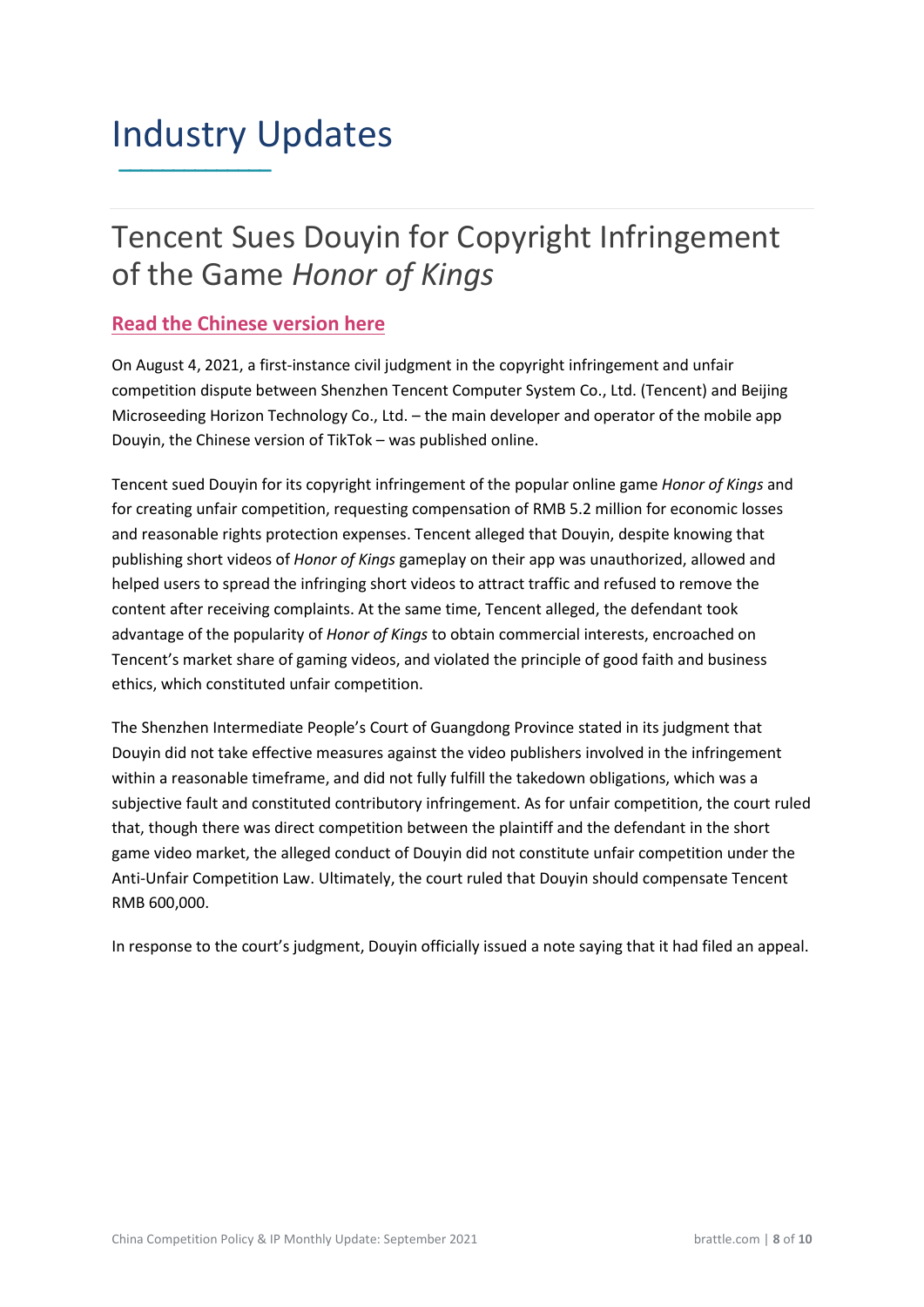# Industry Updates

## Tencent Sues Douyin for Copyright Infringement of the Game *Honor of Kings*

**Read the Chinese version here**

On August 4, 2021, a first-instance civil judgment in the copyright infringement and unfair competition dispute between Shenzhen Tencent Computer System Co., Ltd. (Tencent) and Beijing Microseeding Horizon Technology Co., Ltd. – the main developer and operator of the mobile app Douyin, the Chinese version of TikTok – was published online.

Tencent sued Douyin for its copyright infringement of the popular online game *Honor of Kings* and for creating unfair competition, requesting compensation of RMB 5.2 million for economic losses and reasonable rights protection expenses. Tencent alleged that Douyin, despite knowing that publishing short videos of *Honor of Kings* gameplay on their app was unauthorized, allowed and helped users to spread the infringing short videos to attract traffic and refused to remove the content after receiving complaints. At the same time, Tencent alleged, the defendant took advantage of the popularity of *Honor of Kings* to obtain commercial interests, encroached on Tencent's market share of gaming videos, and violated the principle of good faith and business ethics, which constituted unfair competition.

The Shenzhen Intermediate People's Court of Guangdong Province stated in its judgment that Douyin did not take effective measures against the video publishers involved in the infringement within a reasonable timeframe, and did not fully fulfill the takedown obligations, which was a subjective fault and constituted contributory infringement. As for unfair competition, the court ruled that, though there was direct competition between the plaintiff and the defendant in the short game video market, the alleged conduct of Douyin did not constitute unfair competition under the Anti-Unfair Competition Law. Ultimately, the court ruled that Douyin should compensate Tencent RMB 600,000.

In response to the court's judgment, Douyin officially issued a note saying that it had filed an appeal.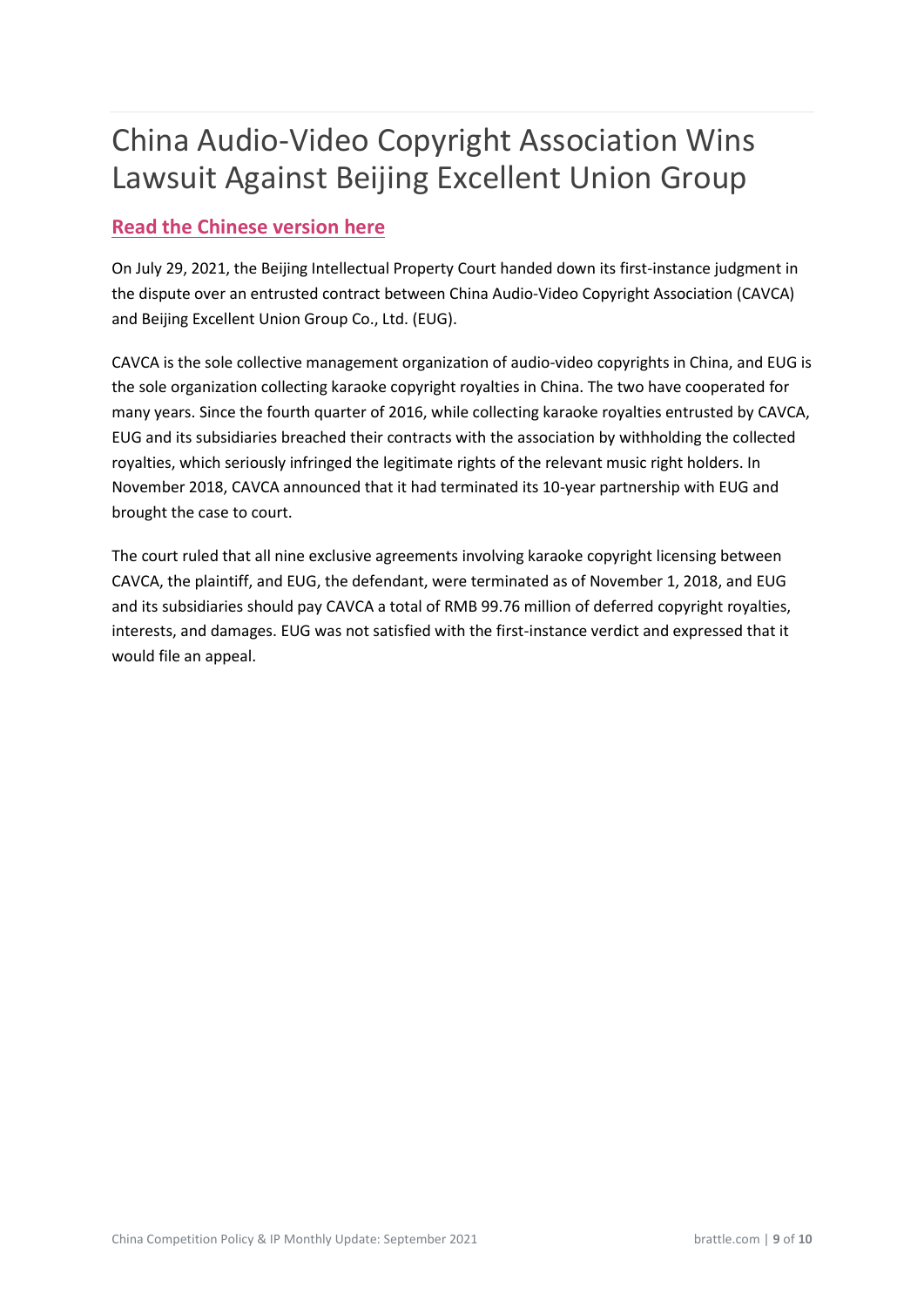# China Audio-Video Copyright Association Wins Lawsuit Against Beijing Excellent Union Group

**Read the Chinese version here**

On July 29, 2021, the Beijing Intellectual Property Court handed down its first-instance judgment in the dispute over an entrusted contract between China Audio-Video Copyright Association (CAVCA) and Beijing Excellent Union Group Co., Ltd. (EUG).

CAVCA is the sole collective management organization of audio-video copyrights in China, and EUG is the sole organization collecting karaoke copyright royalties in China. The two have cooperated for many years. Since the fourth quarter of 2016, while collecting karaoke royalties entrusted by CAVCA, EUG and its subsidiaries breached their contracts with the association by withholding the collected royalties, which seriously infringed the legitimate rights of the relevant music right holders. In November 2018, CAVCA announced that it had terminated its 10-year partnership with EUG and brought the case to court.

The court ruled that all nine exclusive agreements involving karaoke copyright licensing between CAVCA, the plaintiff, and EUG, the defendant, were terminated as of November 1, 2018, and EUG and its subsidiaries should pay CAVCA a total of RMB 99.76 million of deferred copyright royalties, interests, and damages. EUG was not satisfied with the first-instance verdict and expressed that it would file an appeal.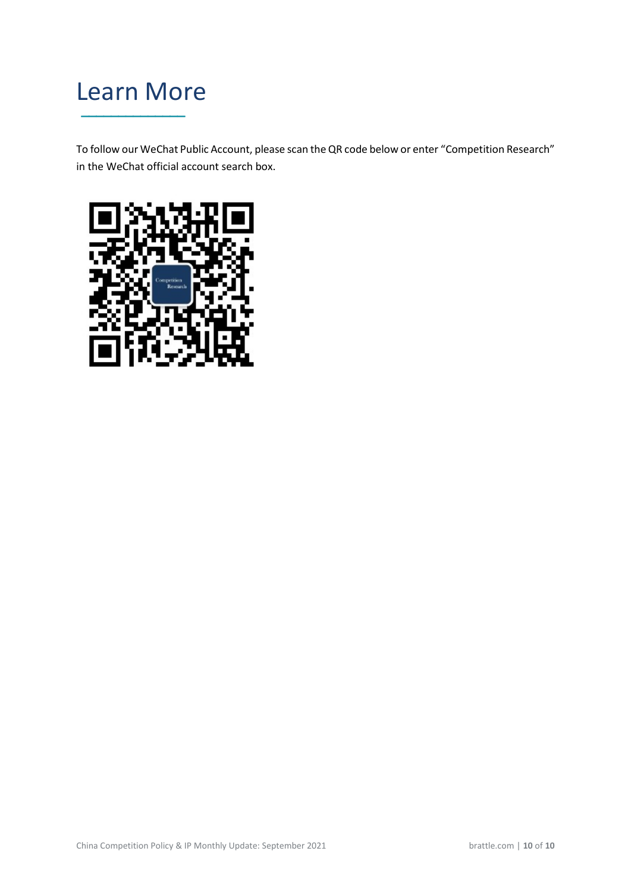# Learn More

To follow our WeChat Public Account, please scan the QR code below or enter "Competition Research" in the WeChat official account search box.